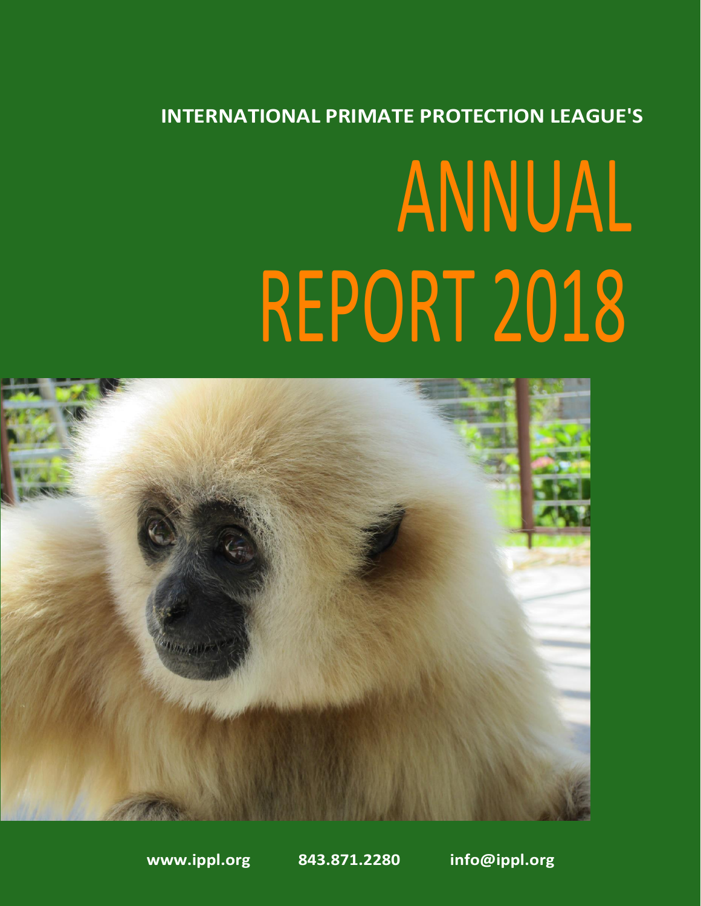**INTERNATIONAL PRIMATE PROTECTION LEAGUE'S**

# ANNUAL REPORT 2018

**www.ippl.org** **843.871.2280** **info@ippl.org**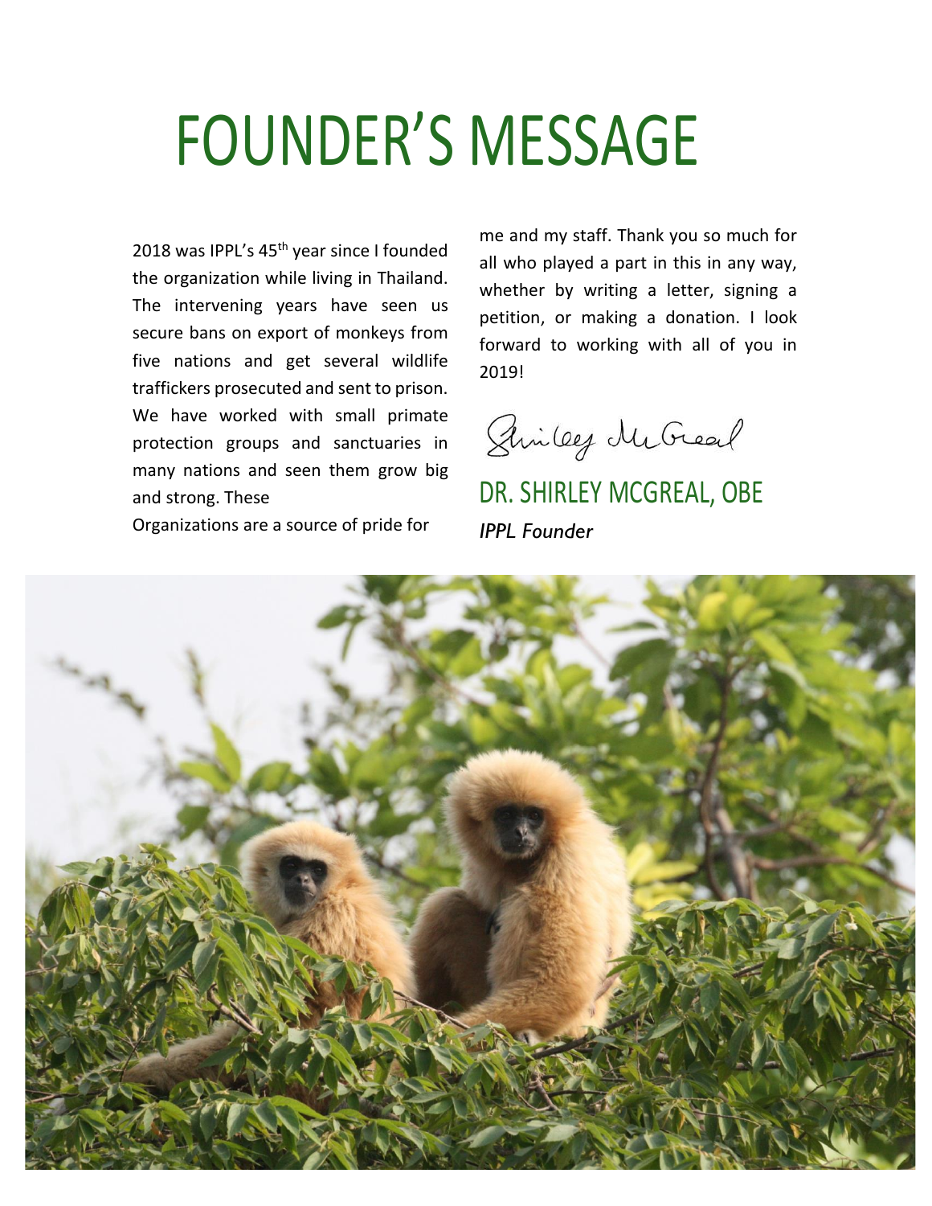# FOUNDER'S MESSAGE

2018 was IPPL's 45th year since I founded the organization while living in Thailand. The intervening years have seen us secure bans on export of monkeys from five nations and get several wildlife traffickers prosecuted and sent to prison. We have worked with small primate protection groups and sanctuaries in many nations and seen them grow big and strong. These Organizations are a source of pride for me and my staff. Thank you so much for all who played a part in this in any way, whether by writing a letter, signing a petition, or making a donation. I look forward to working with all of you in 2019!

Shirley McGreal

## DR. SHIRLEY MCGREAL, OBE

*IPPL Founder*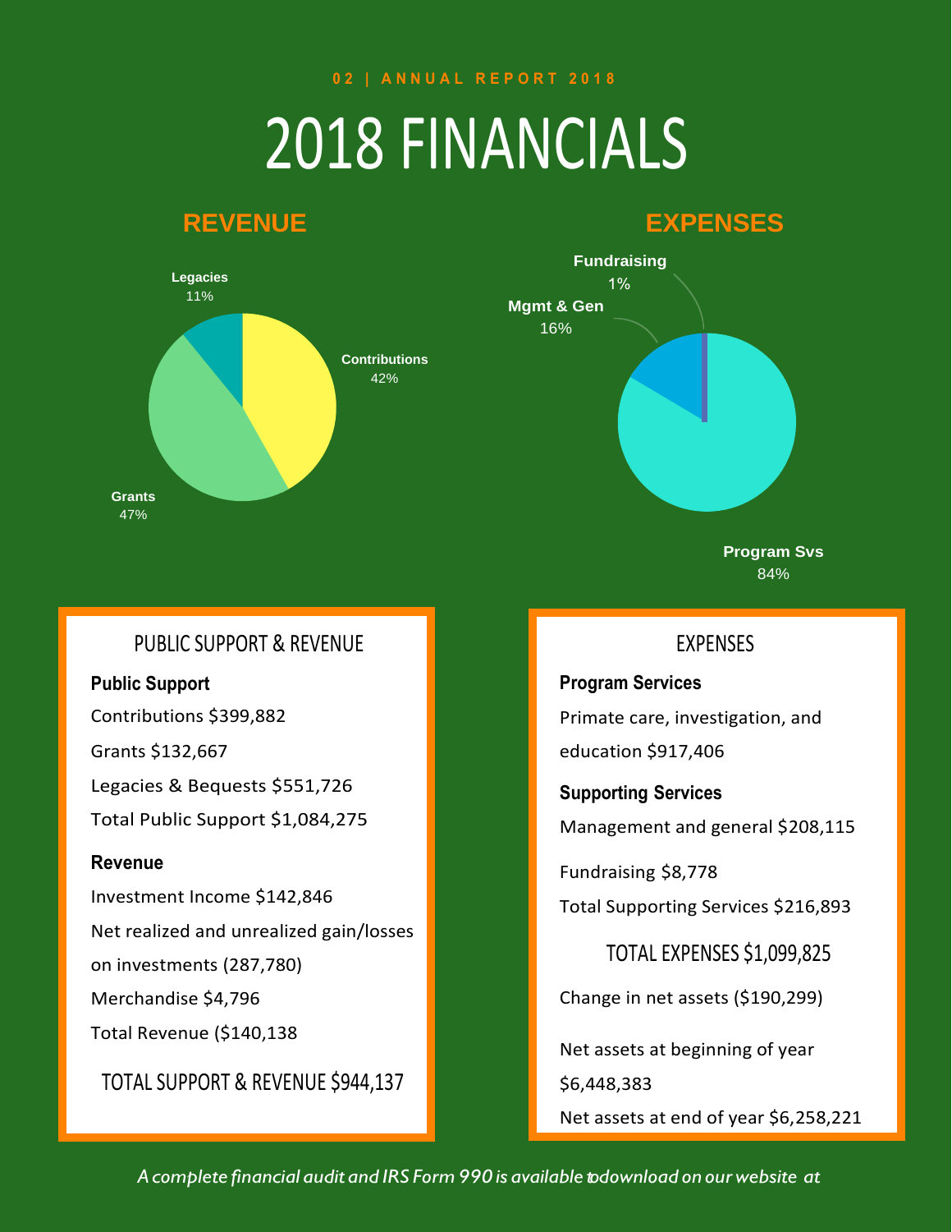# 2018 FINANCIALS

## REVENUE

Legacies 11%

Contributions 42%

Grants 47%

## EXPENSES

Fundraising 1%

Mgmt & Gen 16%

Program Svs 84%

### PUBLIC SUPPORT & REVENUE

**Public Support**

Contributions $399,882

Grants $132,667

Legacies & Bequests $551,726

Total Public Support $1,084,275

**Revenue**

Investment Income $142,846

Net realized and unrealized gain/losses on investments (287,780)

Merchandise $4,796

Total Revenue ($140,138

TOTAL SUPPORT & REVENUE $944,137

### EXPENSES

**Program Services**

Primate care, investigation, and education $917,406

**Supporting Services**

Management and general $208,115

Fundraising $8,778

Total Supporting Services $216,893

TOTAL EXPENSES $1,099,825

Change in net assets ($190,299)

Net assets at beginning of year $6,448,383

Net assets at end of year $6,258,221

*A complete financial audit and IRS Form 990 is available to download on our website at*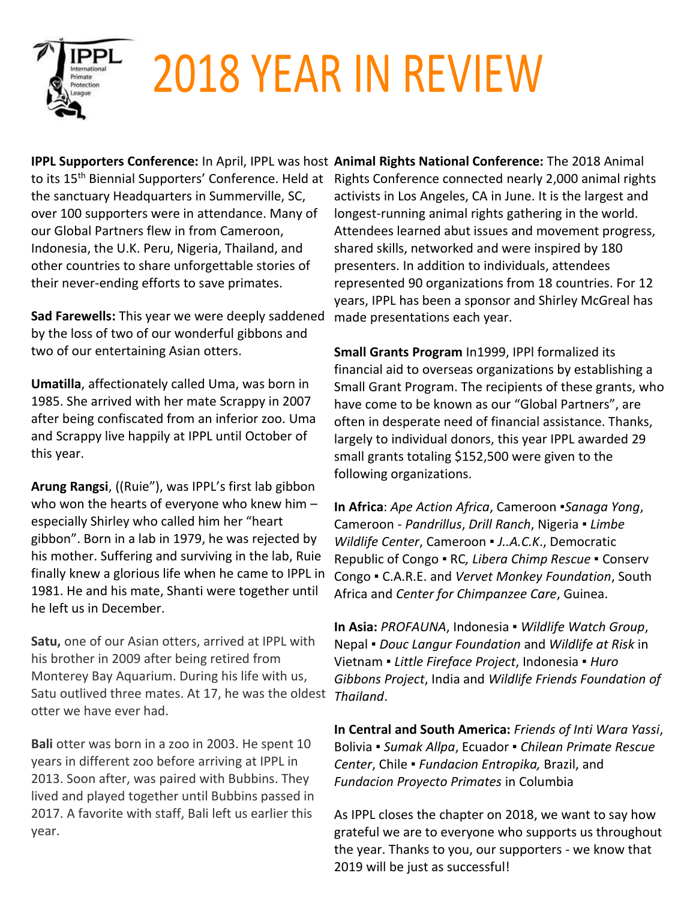# 2018 YEAR IN REVIEW

**IPPL Supporters Conference:** In April, IPPL was host to its 15th Biennial Supporters' Conference. Held at the sanctuary Headquarters in Summerville, SC, over 100 supporters were in attendance. Many of our Global Partners flew in from Cameroon, Indonesia, the U.K. Peru, Nigeria, Thailand, and other countries to share unforgettable stories of their never-ending efforts to save primates.

**Sad Farewells:** This year we were deeply saddened by the loss of two of our wonderful gibbons and two of our entertaining Asian otters.

**Umatilla**, affectionately called Uma, was born in 1985. She arrived with her mate Scrappy in 2007 after being confiscated from an inferior zoo. Uma and Scrappy live happily at IPPL until October of this year.

**Arung Rangsi**, ((Ruie"), was IPPL's first lab gibbon who won the hearts of everyone who knew him – especially Shirley who called him her "heart gibbon". Born in a lab in 1979, he was rejected by his mother. Suffering and surviving in the lab, Ruie finally knew a glorious life when he came to IPPL in 1981. He and his mate, Shanti were together until he left us in December.

**Satu,** one of our Asian otters, arrived at IPPL with his brother in 2009 after being retired from Monterey Bay Aquarium. During his life with us, Satu outlived three mates. At 17, he was the oldest otter we have ever had.

**Bali** otter was born in a zoo in 2003. He spent 10 years in different zoo before arriving at IPPL in 2013. Soon after, was paired with Bubbins. They lived and played together until Bubbins passed in 2017. A favorite with staff, Bali left us earlier this year.

**Animal Rights National Conference:** The 2018 Animal Rights Conference connected nearly 2,000 animal rights activists in Los Angeles, CA in June. It is the largest and longest-running animal rights gathering in the world. Attendees learned abut issues and movement progress, shared skills, networked and were inspired by 180 presenters. In addition to individuals, attendees represented 90 organizations from 18 countries. For 12 years, IPPL has been a sponsor and Shirley McGreal has made presentations each year.

**Small Grants Program** In1999, IPPl formalized its financial aid to overseas organizations by establishing a Small Grant Program. The recipients of these grants, who have come to be known as our "Global Partners", are often in desperate need of financial assistance. Thanks, largely to individual donors, this year IPPL awarded 29 small grants totaling $152,500 were given to the following organizations.

**In Africa**: *Ape Action Africa*, Cameroon ▪*Sanaga Yong*, Cameroon - *Pandrillus*, *Drill Ranch*, Nigeria ▪ *Limbe Wildlife Center*, Cameroon ▪ *J..A.C.K.*, Democratic Republic of Congo ▪ RC*, Libera Chimp Rescue* ▪ Conserv Congo ▪ C.A.R.E. and *Vervet Monkey Foundation*, South Africa and *Center for Chimpanzee Care*, Guinea.

**In Asia:** *PROFAUNA*, Indonesia ▪ *Wildlife Watch Group*, Nepal ▪ *Douc Langur Foundation* and *Wildlife at Risk* in Vietnam ▪ *Little Fireface Project*, Indonesia ▪ *Huro Gibbons Project*, India and *Wildlife Friends Foundation of Thailand*.

**In Central and South America:** *Friends of Inti Wara Yassi*, Bolivia ▪ *Sumak Allpa*, Ecuador ▪ *Chilean Primate Rescue Center*, Chile ▪ *Fundacion Entropika,* Brazil, and *Fundacion Proyecto Primates* in Columbia

As IPPL closes the chapter on 2018, we want to say how grateful we are to everyone who supports us throughout the year. Thanks to you, our supporters - we know that 2019 will be just as successful!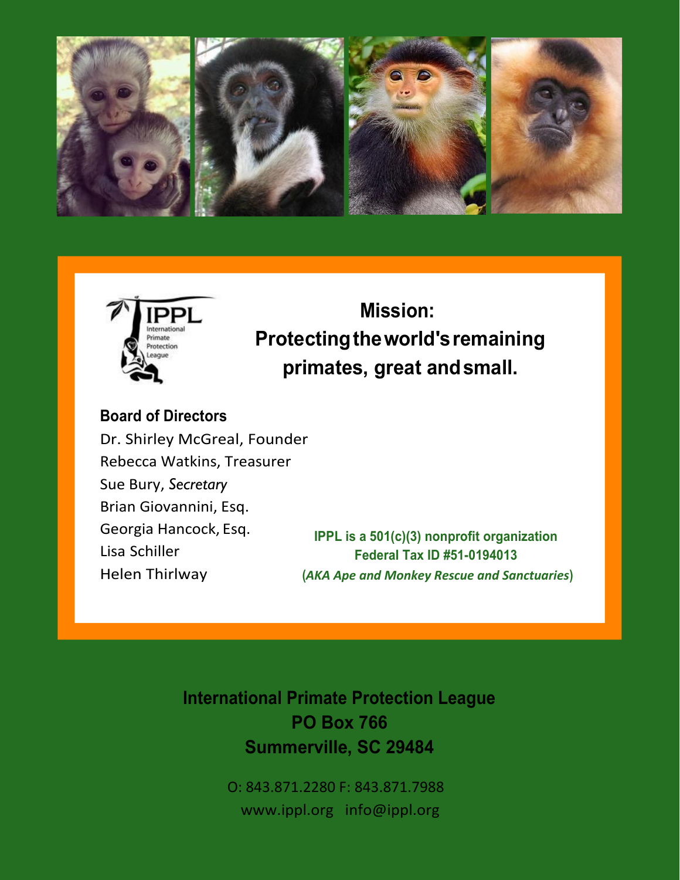IPPL
International Primate Protection League

**Mission:**
**Protecting the world's remaining primates, great and small.**

**Board of Directors**

Dr. Shirley McGreal, Founder
Rebecca Watkins, Treasurer
Sue Bury, *Secretary*
Brian Giovannini, Esq.
Georgia Hancock, Esq.
Lisa Schiller
Helen Thirlway

**IPPL is a 501(c)(3) nonprofit organization**
**Federal Tax ID #51-0194013**
**(*AKA Ape and Monkey Rescue and Sanctuaries*)**

**International Primate Protection League**
**PO Box 766**
**Summerville, SC 29484**

O: 843.871.2280 F: 843.871.7988
www.ippl.org info@ippl.org